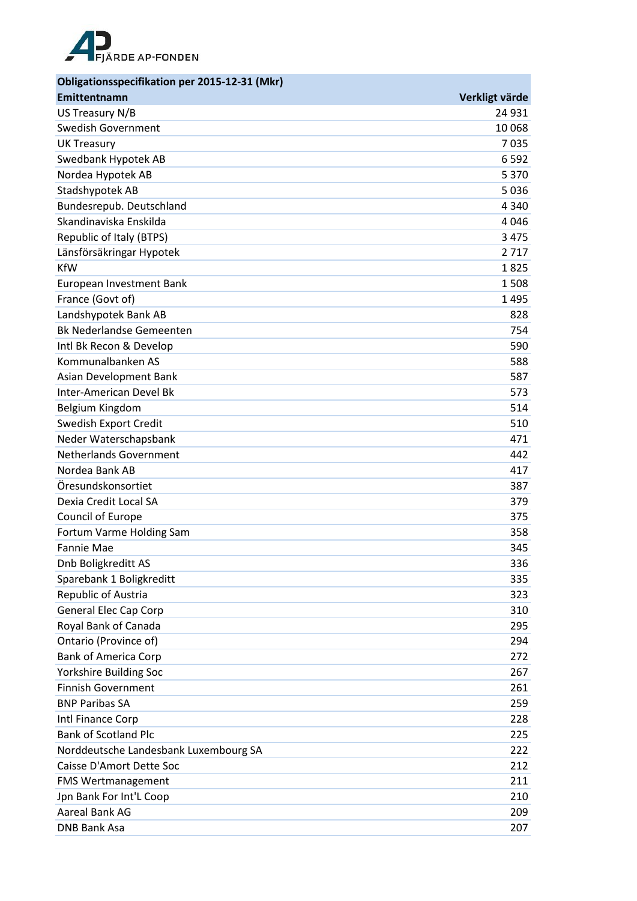FJÄRDE AP-FONDEN

| Obligationsspecifikation per 2015-12-31 (Mkr) | |
|---|---|
| **Emittentnamn** | **Verkligt värde** |
| US Treasury N/B | 24 931 |
| Swedish Government | 10 068 |
| UK Treasury | 7 035 |
| Swedbank Hypotek AB | 6 592 |
| Nordea Hypotek AB | 5 370 |
| Stadshypotek AB | 5 036 |
| Bundesrepub. Deutschland | 4 340 |
| Skandinaviska Enskilda | 4 046 |
| Republic of Italy (BTPS) | 3 475 |
| Länsförsäkringar Hypotek | 2 717 |
| KfW | 1 825 |
| European Investment Bank | 1 508 |
| France (Govt of) | 1 495 |
| Landshypotek Bank AB | 828 |
| Bk Nederlandse Gemeenten | 754 |
| Intl Bk Recon & Develop | 590 |
| Kommunalbanken AS | 588 |
| Asian Development Bank | 587 |
| Inter-American Devel Bk | 573 |
| Belgium Kingdom | 514 |
| Swedish Export Credit | 510 |
| Neder Waterschapsbank | 471 |
| Netherlands Government | 442 |
| Nordea Bank AB | 417 |
| Öresundskonsortiet | 387 |
| Dexia Credit Local SA | 379 |
| Council of Europe | 375 |
| Fortum Varme Holding Sam | 358 |
| Fannie Mae | 345 |
| Dnb Boligkreditt AS | 336 |
| Sparebank 1 Boligkreditt | 335 |
| Republic of Austria | 323 |
| General Elec Cap Corp | 310 |
| Royal Bank of Canada | 295 |
| Ontario (Province of) | 294 |
| Bank of America Corp | 272 |
| Yorkshire Building Soc | 267 |
| Finnish Government | 261 |
| BNP Paribas SA | 259 |
| Intl Finance Corp | 228 |
| Bank of Scotland Plc | 225 |
| Norddeutsche Landesbank Luxembourg SA | 222 |
| Caisse D'Amort Dette Soc | 212 |
| FMS Wertmanagement | 211 |
| Jpn Bank For Int'L Coop | 210 |
| Aareal Bank AG | 209 |
| DNB Bank Asa | 207 |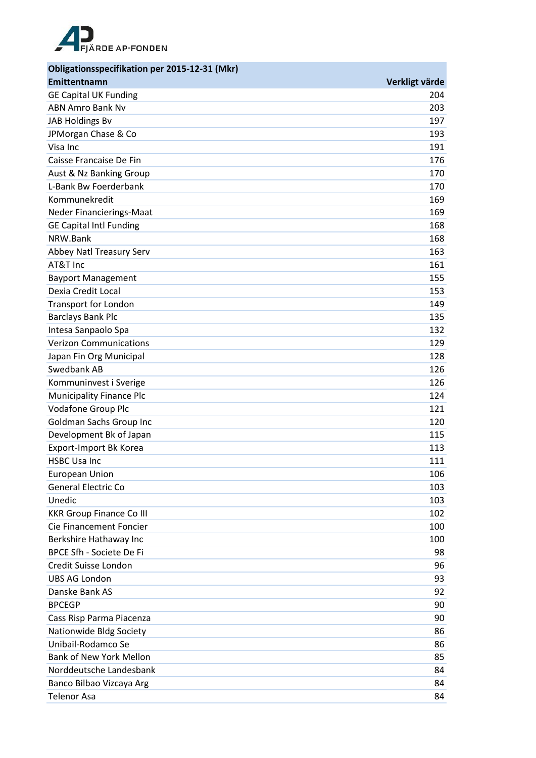| Obligationsspecifikation per 2015-12-31 (Mkr) | |
|---|---|
| **Emittentnamn** | **Verkligt värde** |
| GE Capital UK Funding | 204 |
| ABN Amro Bank Nv | 203 |
| JAB Holdings Bv | 197 |
| JPMorgan Chase & Co | 193 |
| Visa Inc | 191 |
| Caisse Francaise De Fin | 176 |
| Aust & Nz Banking Group | 170 |
| L-Bank Bw Foerderbank | 170 |
| Kommunekredit | 169 |
| Neder Financierings-Maat | 169 |
| GE Capital Intl Funding | 168 |
| NRW.Bank | 168 |
| Abbey Natl Treasury Serv | 163 |
| AT&T Inc | 161 |
| Bayport Management | 155 |
| Dexia Credit Local | 153 |
| Transport for London | 149 |
| Barclays Bank Plc | 135 |
| Intesa Sanpaolo Spa | 132 |
| Verizon Communications | 129 |
| Japan Fin Org Municipal | 128 |
| Swedbank AB | 126 |
| Kommuninvest i Sverige | 126 |
| Municipality Finance Plc | 124 |
| Vodafone Group Plc | 121 |
| Goldman Sachs Group Inc | 120 |
| Development Bk of Japan | 115 |
| Export-Import Bk Korea | 113 |
| HSBC Usa Inc | 111 |
| European Union | 106 |
| General Electric Co | 103 |
| Unedic | 103 |
| KKR Group Finance Co III | 102 |
| Cie Financement Foncier | 100 |
| Berkshire Hathaway Inc | 100 |
| BPCE Sfh - Societe De Fi | 98 |
| Credit Suisse London | 96 |
| UBS AG London | 93 |
| Danske Bank AS | 92 |
| BPCEGP | 90 |
| Cass Risp Parma Piacenza | 90 |
| Nationwide Bldg Society | 86 |
| Unibail-Rodamco Se | 86 |
| Bank of New York Mellon | 85 |
| Norddeutsche Landesbank | 84 |
| Banco Bilbao Vizcaya Arg | 84 |
| Telenor Asa | 84 |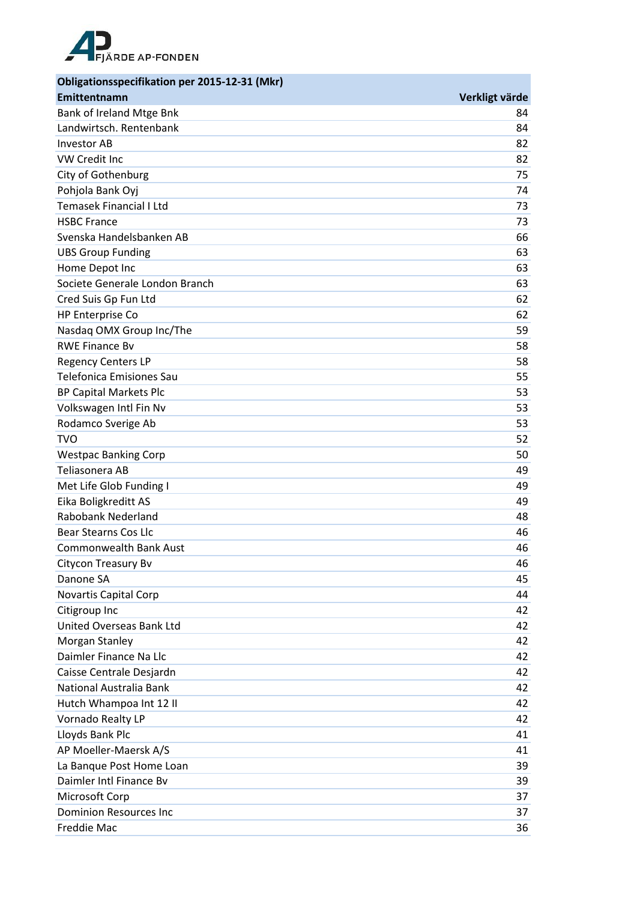| Obligationsspecifikation per 2015-12-31 (Mkr) | |
|---|---|
| **Emittentnamn** | **Verkligt värde** |
| Bank of Ireland Mtge Bnk | 84 |
| Landwirtsch. Rentenbank | 84 |
| Investor AB | 82 |
| VW Credit Inc | 82 |
| City of Gothenburg | 75 |
| Pohjola Bank Oyj | 74 |
| Temasek Financial I Ltd | 73 |
| HSBC France | 73 |
| Svenska Handelsbanken AB | 66 |
| UBS Group Funding | 63 |
| Home Depot Inc | 63 |
| Societe Generale London Branch | 63 |
| Cred Suis Gp Fun Ltd | 62 |
| HP Enterprise Co | 62 |
| Nasdaq OMX Group Inc/The | 59 |
| RWE Finance Bv | 58 |
| Regency Centers LP | 58 |
| Telefonica Emisiones Sau | 55 |
| BP Capital Markets Plc | 53 |
| Volkswagen Intl Fin Nv | 53 |
| Rodamco Sverige Ab | 53 |
| TVO | 52 |
| Westpac Banking Corp | 50 |
| Teliasonera AB | 49 |
| Met Life Glob Funding I | 49 |
| Eika Boligkreditt AS | 49 |
| Rabobank Nederland | 48 |
| Bear Stearns Cos Llc | 46 |
| Commonwealth Bank Aust | 46 |
| Citycon Treasury Bv | 46 |
| Danone SA | 45 |
| Novartis Capital Corp | 44 |
| Citigroup Inc | 42 |
| United Overseas Bank Ltd | 42 |
| Morgan Stanley | 42 |
| Daimler Finance Na Llc | 42 |
| Caisse Centrale Desjardn | 42 |
| National Australia Bank | 42 |
| Hutch Whampoa Int 12 II | 42 |
| Vornado Realty LP | 42 |
| Lloyds Bank Plc | 41 |
| AP Moeller-Maersk A/S | 41 |
| La Banque Post Home Loan | 39 |
| Daimler Intl Finance Bv | 39 |
| Microsoft Corp | 37 |
| Dominion Resources Inc | 37 |
| Freddie Mac | 36 |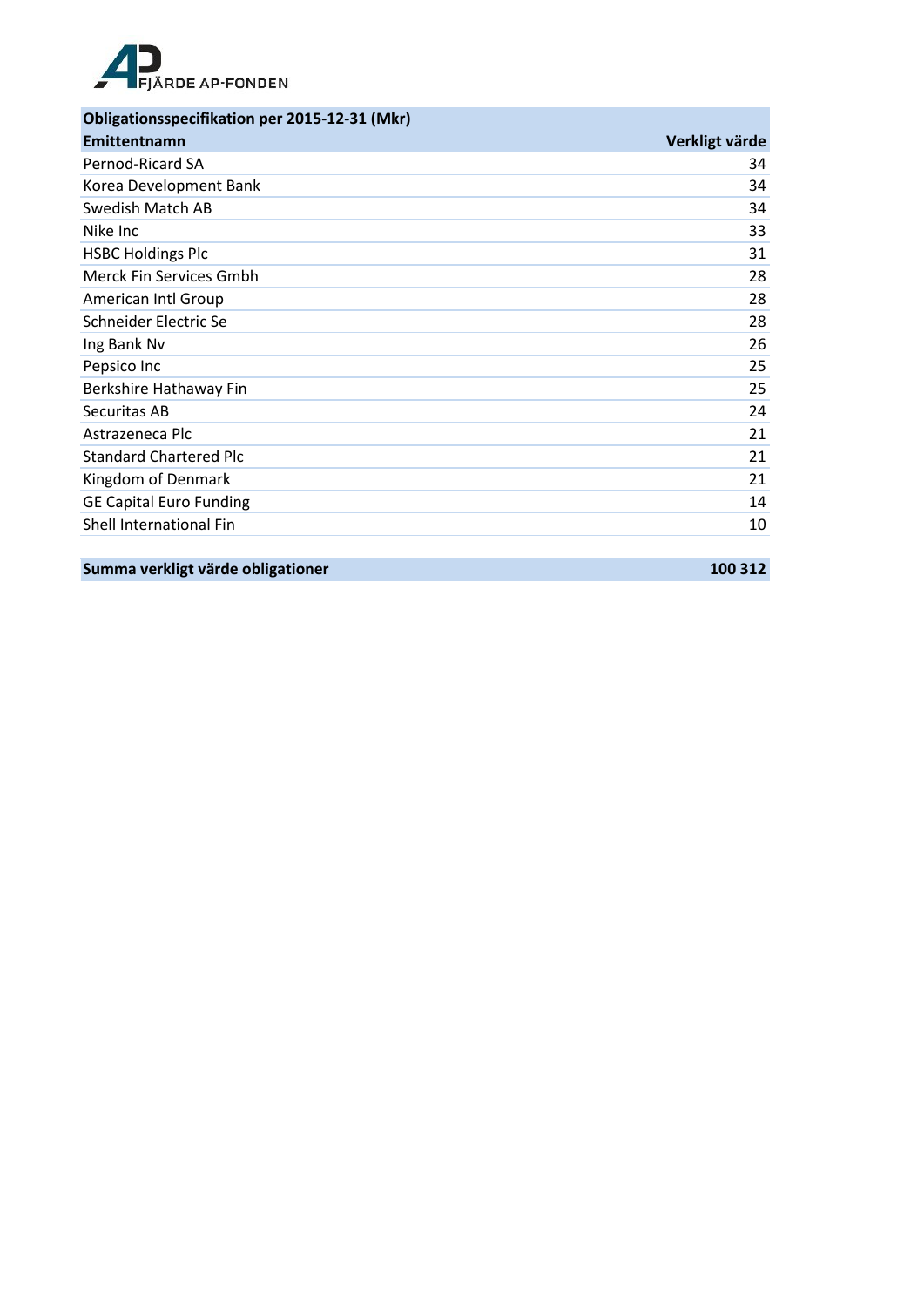| Obligationsspecifikation per 2015-12-31 (Mkr) | |
|---|---|
| **Emittentnamn** | **Verkligt värde** |
| Pernod-Ricard SA | 34 |
| Korea Development Bank | 34 |
| Swedish Match AB | 34 |
| Nike Inc | 33 |
| HSBC Holdings Plc | 31 |
| Merck Fin Services Gmbh | 28 |
| American Intl Group | 28 |
| Schneider Electric Se | 28 |
| Ing Bank Nv | 26 |
| Pepsico Inc | 25 |
| Berkshire Hathaway Fin | 25 |
| Securitas AB | 24 |
| Astrazeneca Plc | 21 |
| Standard Chartered Plc | 21 |
| Kingdom of Denmark | 21 |
| GE Capital Euro Funding | 14 |
| Shell International Fin | 10 |
| | |
| **Summa verkligt värde obligationer** | **100 312** |